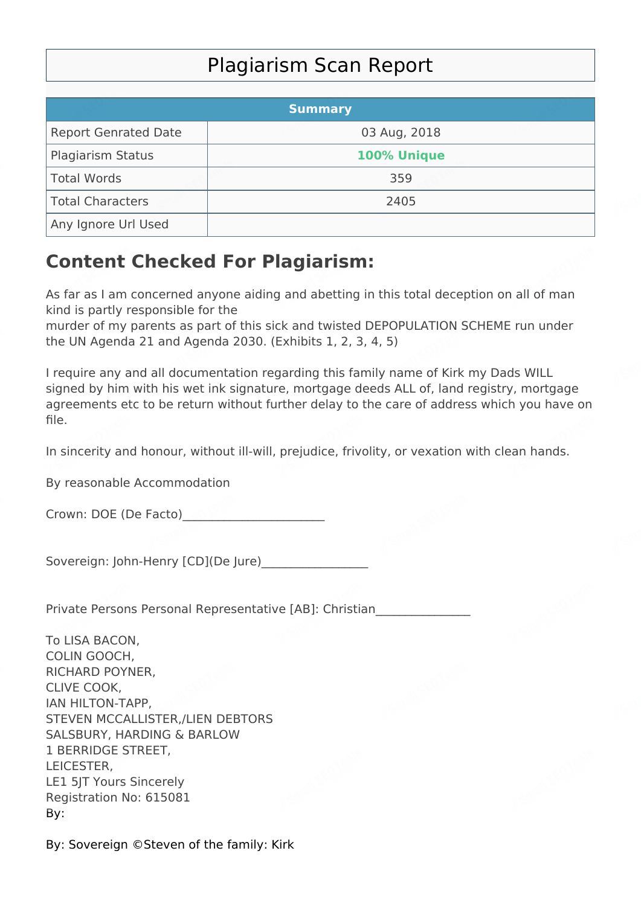# Plagiarism Scan Report

| Summary | |
|---|---|
| Report Genrated Date | 03 Aug, 2018 |
| Plagiarism Status | **100% Unique** |
| Total Words | 359 |
| Total Characters | 2405 |
| Any Ignore Url Used | |

## Content Checked For Plagiarism:

As far as I am concerned anyone aiding and abetting in this total deception on all of man kind is partly responsible for the
murder of my parents as part of this sick and twisted DEPOPULATION SCHEME run under the UN Agenda 21 and Agenda 2030. (Exhibits 1, 2, 3, 4, 5)

I require any and all documentation regarding this family name of Kirk my Dads WILL signed by him with his wet ink signature, mortgage deeds ALL of, land registry, mortgage agreements etc to be return without further delay to the care of address which you have on file.

In sincerity and honour, without ill-will, prejudice, frivolity, or vexation with clean hands.

By reasonable Accommodation

Crown: DOE (De Facto)______________________

Sovereign: John-Henry [CD](De Jure)_________________

Private Persons Personal Representative [AB]: Christian_______________

To LISA BACON,
COLIN GOOCH,
RICHARD POYNER,
CLIVE COOK,
IAN HILTON-TAPP,
STEVEN MCCALLISTER,/LIEN DEBTORS
SALSBURY, HARDING & BARLOW
1 BERRIDGE STREET,
LEICESTER,
LE1 5JT Yours Sincerely
Registration No: 615081
By:

By: Sovereign ©Steven of the family: Kirk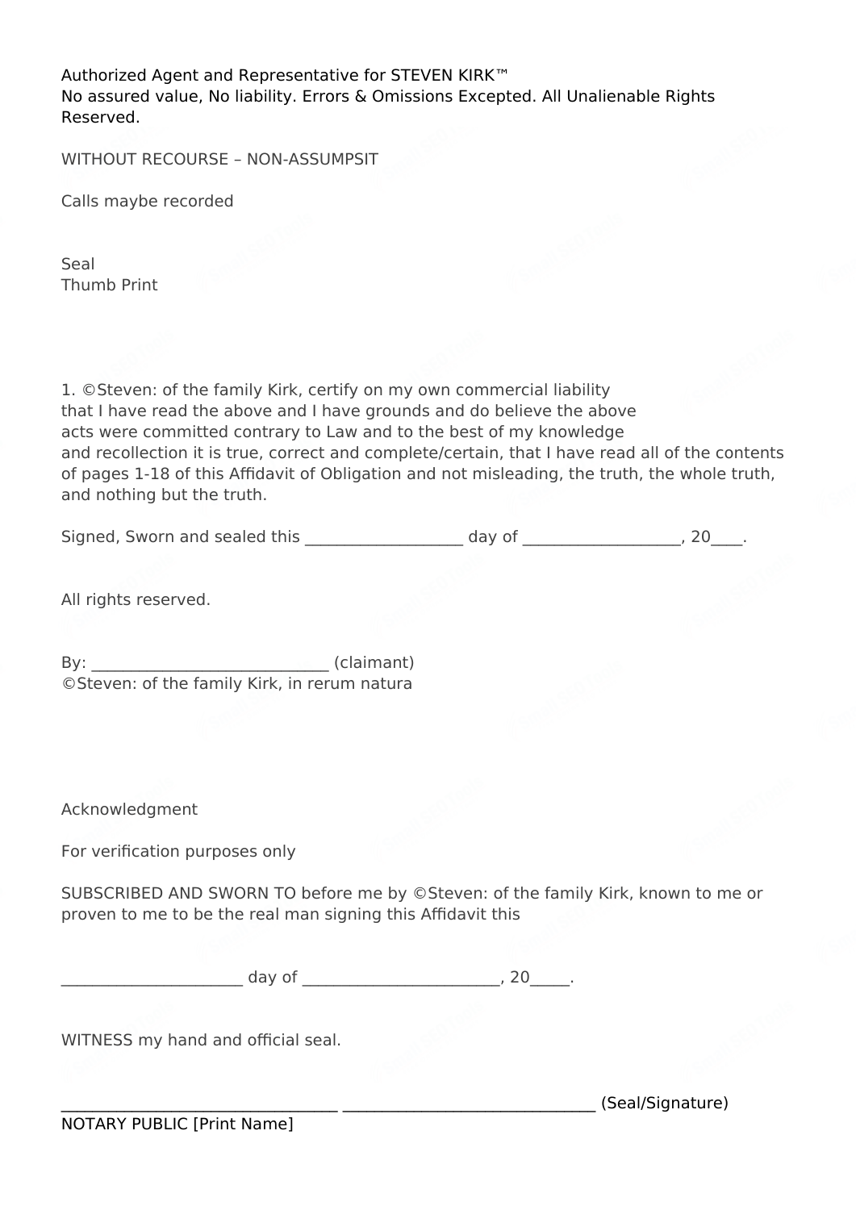Authorized Agent and Representative for STEVEN KIRK™
No assured value, No liability. Errors & Omissions Excepted. All Unalienable Rights Reserved.

WITHOUT RECOURSE – NON-ASSUMPSIT

Calls maybe recorded

Seal
Thumb Print

1. ©Steven: of the family Kirk, certify on my own commercial liability that I have read the above and I have grounds and do believe the above acts were committed contrary to Law and to the best of my knowledge and recollection it is true, correct and complete/certain, that I have read all of the contents of pages 1-18 of this Affidavit of Obligation and not misleading, the truth, the whole truth, and nothing but the truth.

Signed, Sworn and sealed this ___________________ day of ___________________, 20____.

All rights reserved.

By: ____________________________ (claimant)
©Steven: of the family Kirk, in rerum natura

Acknowledgment

For verification purposes only

SUBSCRIBED AND SWORN TO before me by ©Steven: of the family Kirk, known to me or proven to me to be the real man signing this Affidavit this

_____________________ day of _______________________, 20_____.

WITNESS my hand and official seal.

________________________________ _____________________________ (Seal/Signature)
NOTARY PUBLIC [Print Name]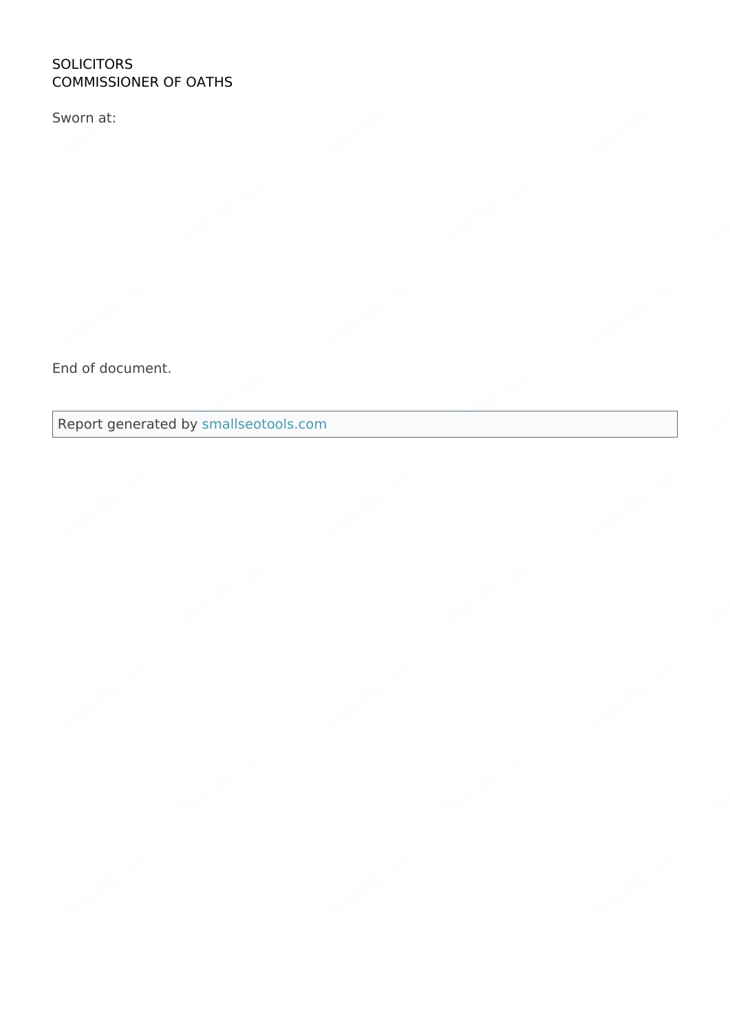SOLICITORS
COMMISSIONER OF OATHS

Sworn at:

End of document.

Report generated by smallseotools.com